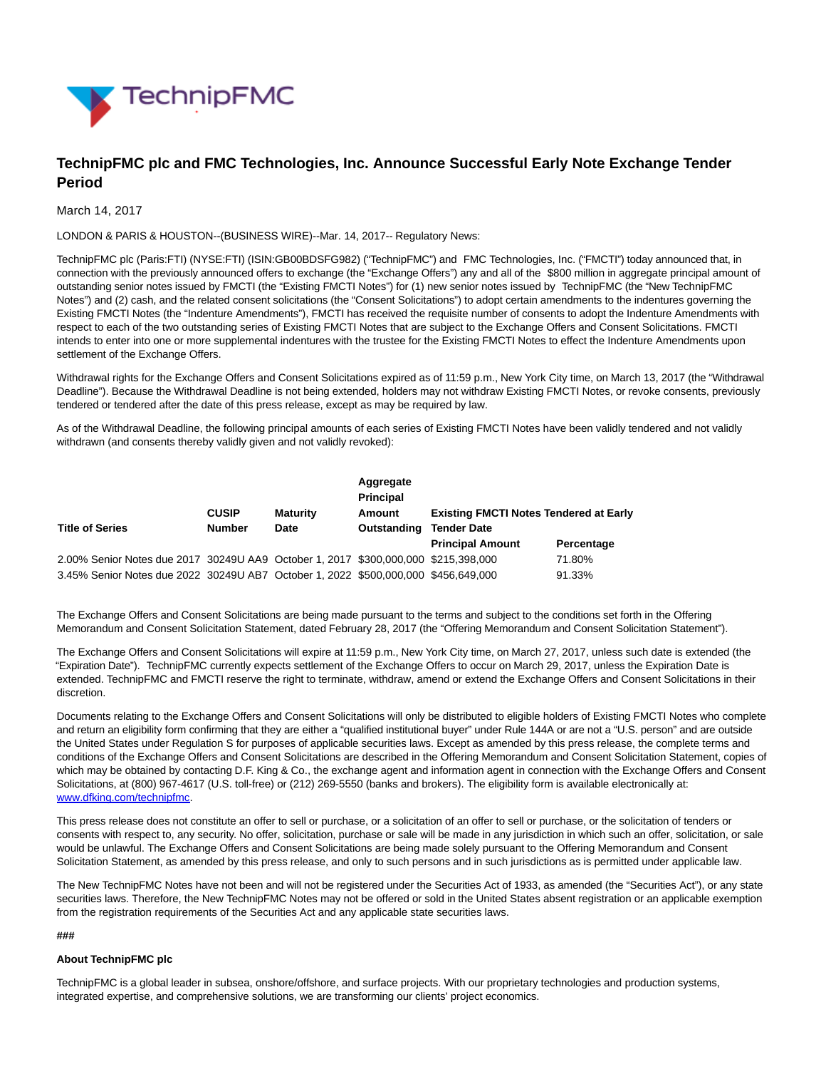# TechnipFMC plc and FMC Technologies, Inc. Announce Successful Early Note Exchange Tender Period

March 14, 2017

LONDON & PARIS & HOUSTON--(BUSINESS WIRE)--Mar. 14, 2017-- Regulatory News:

TechnipFMC plc (Paris:FTI) (NYSE:FTI) (ISIN:GB00BDSFG982) ("TechnipFMC") and FMC Technologies, Inc. ("FMCTI") today announced that, in connection with the previously announced offers to exchange (the "Exchange Offers") any and all of the $800 million in aggregate principal amount of outstanding senior notes issued by FMCTI (the "Existing FMCTI Notes") for (1) new senior notes issued by TechnipFMC (the "New TechnipFMC Notes") and (2) cash, and the related consent solicitations (the "Consent Solicitations") to adopt certain amendments to the indentures governing the Existing FMCTI Notes (the "Indenture Amendments"), FMCTI has received the requisite number of consents to adopt the Indenture Amendments with respect to each of the two outstanding series of Existing FMCTI Notes that are subject to the Exchange Offers and Consent Solicitations. FMCTI intends to enter into one or more supplemental indentures with the trustee for the Existing FMCTI Notes to effect the Indenture Amendments upon settlement of the Exchange Offers.

Withdrawal rights for the Exchange Offers and Consent Solicitations expired as of 11:59 p.m., New York City time, on March 13, 2017 (the "Withdrawal Deadline"). Because the Withdrawal Deadline is not being extended, holders may not withdraw Existing FMCTI Notes, or revoke consents, previously tendered or tendered after the date of this press release, except as may be required by law.

As of the Withdrawal Deadline, the following principal amounts of each series of Existing FMCTI Notes have been validly tendered and not validly withdrawn (and consents thereby validly given and not validly revoked):

| Title of Series | CUSIP Number | Maturity Date | Aggregate Principal Amount Outstanding | Existing FMCTI Notes Tendered at Early Tender Date | |
|---|---|---|---|---|---|
| | | | | Principal Amount | Percentage |
| 2.00% Senior Notes due 2017 | 30249U AA9 | October 1, 2017 | $300,000,000 | $215,398,000 | 71.80% |
| 3.45% Senior Notes due 2022 | 30249U AB7 | October 1, 2022 | $500,000,000 | $456,649,000 | 91.33% |

The Exchange Offers and Consent Solicitations are being made pursuant to the terms and subject to the conditions set forth in the Offering Memorandum and Consent Solicitation Statement, dated February 28, 2017 (the "Offering Memorandum and Consent Solicitation Statement").

The Exchange Offers and Consent Solicitations will expire at 11:59 p.m., New York City time, on March 27, 2017, unless such date is extended (the "Expiration Date"). TechnipFMC currently expects settlement of the Exchange Offers to occur on March 29, 2017, unless the Expiration Date is extended. TechnipFMC and FMCTI reserve the right to terminate, withdraw, amend or extend the Exchange Offers and Consent Solicitations in their discretion.

Documents relating to the Exchange Offers and Consent Solicitations will only be distributed to eligible holders of Existing FMCTI Notes who complete and return an eligibility form confirming that they are either a "qualified institutional buyer" under Rule 144A or are not a "U.S. person" and are outside the United States under Regulation S for purposes of applicable securities laws. Except as amended by this press release, the complete terms and conditions of the Exchange Offers and Consent Solicitations are described in the Offering Memorandum and Consent Solicitation Statement, copies of which may be obtained by contacting D.F. King & Co., the exchange agent and information agent in connection with the Exchange Offers and Consent Solicitations, at (800) 967-4617 (U.S. toll-free) or (212) 269-5550 (banks and brokers). The eligibility form is available electronically at: www.dfking.com/technipfmc.

This press release does not constitute an offer to sell or purchase, or a solicitation of an offer to sell or purchase, or the solicitation of tenders or consents with respect to, any security. No offer, solicitation, purchase or sale will be made in any jurisdiction in which such an offer, solicitation, or sale would be unlawful. The Exchange Offers and Consent Solicitations are being made solely pursuant to the Offering Memorandum and Consent Solicitation Statement, as amended by this press release, and only to such persons and in such jurisdictions as is permitted under applicable law.

The New TechnipFMC Notes have not been and will not be registered under the Securities Act of 1933, as amended (the "Securities Act"), or any state securities laws. Therefore, the New TechnipFMC Notes may not be offered or sold in the United States absent registration or an applicable exemption from the registration requirements of the Securities Act and any applicable state securities laws.

###

**About TechnipFMC plc**

TechnipFMC is a global leader in subsea, onshore/offshore, and surface projects. With our proprietary technologies and production systems, integrated expertise, and comprehensive solutions, we are transforming our clients' project economics.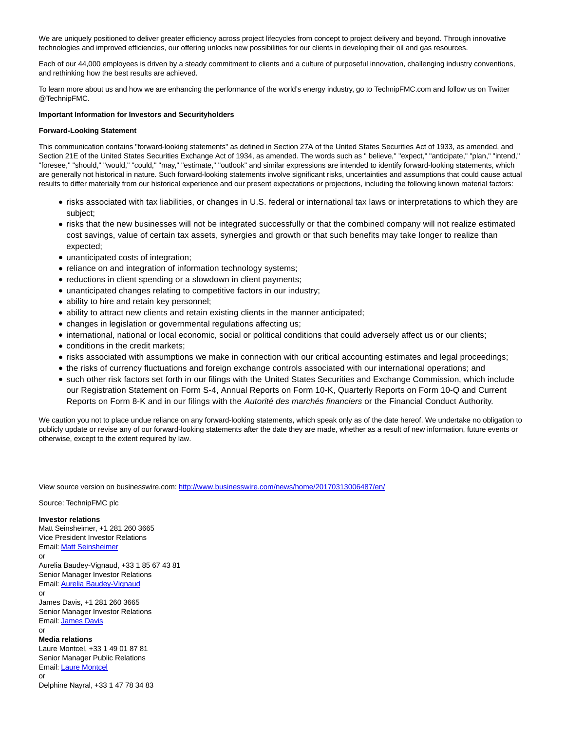We are uniquely positioned to deliver greater efficiency across project lifecycles from concept to project delivery and beyond. Through innovative technologies and improved efficiencies, our offering unlocks new possibilities for our clients in developing their oil and gas resources.

Each of our 44,000 employees is driven by a steady commitment to clients and a culture of purposeful innovation, challenging industry conventions, and rethinking how the best results are achieved.

To learn more about us and how we are enhancing the performance of the world's energy industry, go to TechnipFMC.com and follow us on Twitter @TechnipFMC.

**Important Information for Investors and Securityholders**

**Forward-Looking Statement**

This communication contains "forward-looking statements" as defined in Section 27A of the United States Securities Act of 1933, as amended, and Section 21E of the United States Securities Exchange Act of 1934, as amended. The words such as " believe," "expect," "anticipate," "plan," "intend," "foresee," "should," "would," "could," "may," "estimate," "outlook" and similar expressions are intended to identify forward-looking statements, which are generally not historical in nature. Such forward-looking statements involve significant risks, uncertainties and assumptions that could cause actual results to differ materially from our historical experience and our present expectations or projections, including the following known material factors:

- risks associated with tax liabilities, or changes in U.S. federal or international tax laws or interpretations to which they are subject;
- risks that the new businesses will not be integrated successfully or that the combined company will not realize estimated cost savings, value of certain tax assets, synergies and growth or that such benefits may take longer to realize than expected;
- unanticipated costs of integration;
- reliance on and integration of information technology systems;
- reductions in client spending or a slowdown in client payments;
- unanticipated changes relating to competitive factors in our industry;
- ability to hire and retain key personnel;
- ability to attract new clients and retain existing clients in the manner anticipated;
- changes in legislation or governmental regulations affecting us;
- international, national or local economic, social or political conditions that could adversely affect us or our clients;
- conditions in the credit markets;
- risks associated with assumptions we make in connection with our critical accounting estimates and legal proceedings;
- the risks of currency fluctuations and foreign exchange controls associated with our international operations; and
- such other risk factors set forth in our filings with the United States Securities and Exchange Commission, which include our Registration Statement on Form S-4, Annual Reports on Form 10-K, Quarterly Reports on Form 10-Q and Current Reports on Form 8-K and in our filings with the *Autorité des marchés financiers* or the Financial Conduct Authority.

We caution you not to place undue reliance on any forward-looking statements, which speak only as of the date hereof. We undertake no obligation to publicly update or revise any of our forward-looking statements after the date they are made, whether as a result of new information, future events or otherwise, except to the extent required by law.

View source version on businesswire.com: http://www.businesswire.com/news/home/20170313006487/en/

Source: TechnipFMC plc

**Investor relations**
Matt Seinsheimer, +1 281 260 3665
Vice President Investor Relations
Email: Matt Seinsheimer
or
Aurelia Baudey-Vignaud, +33 1 85 67 43 81
Senior Manager Investor Relations
Email: Aurelia Baudey-Vignaud
or
James Davis, +1 281 260 3665
Senior Manager Investor Relations
Email: James Davis
or
**Media relations**
Laure Montcel, +33 1 49 01 87 81
Senior Manager Public Relations
Email: Laure Montcel
or
Delphine Nayral, +33 1 47 78 34 83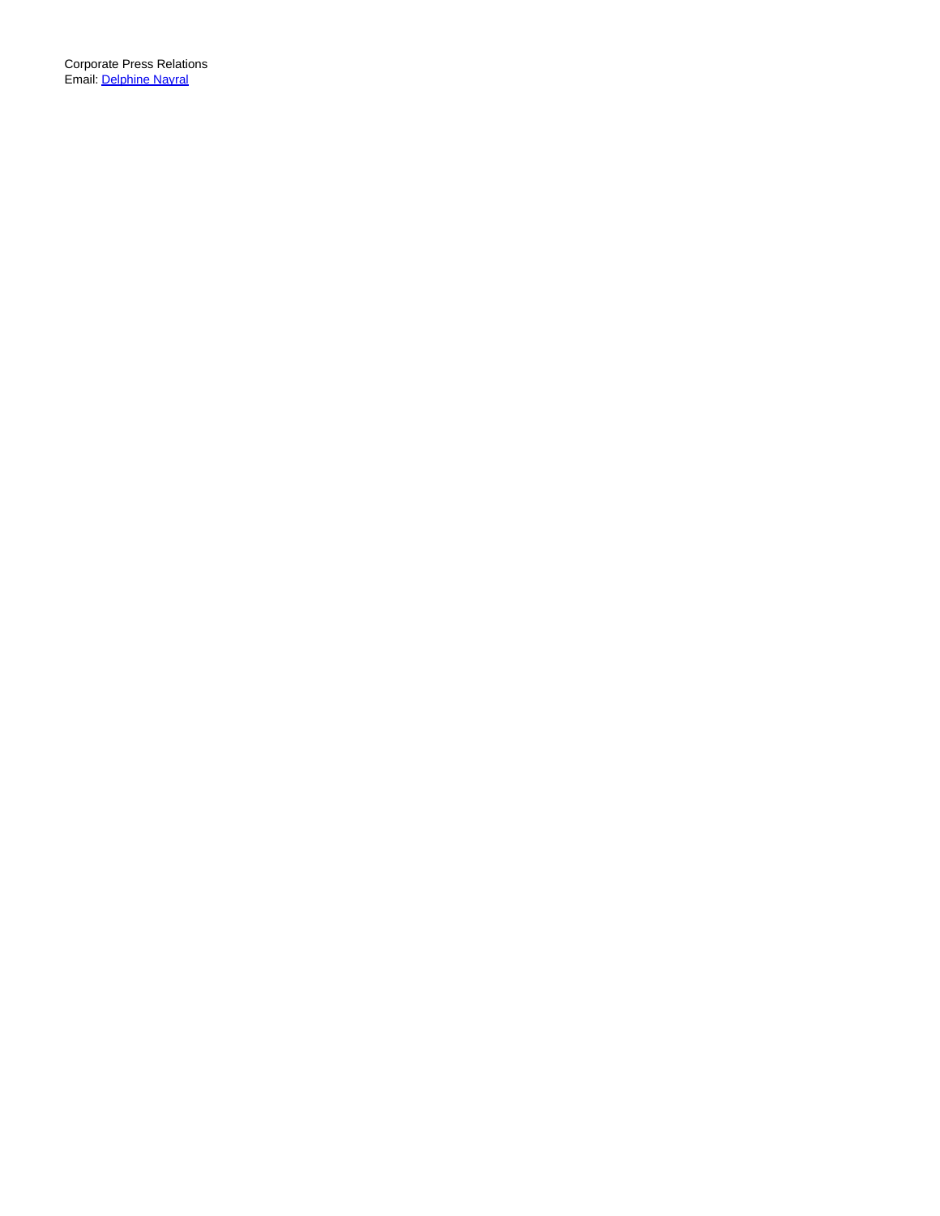Corporate Press Relations
Email: [Delphine Nayral]